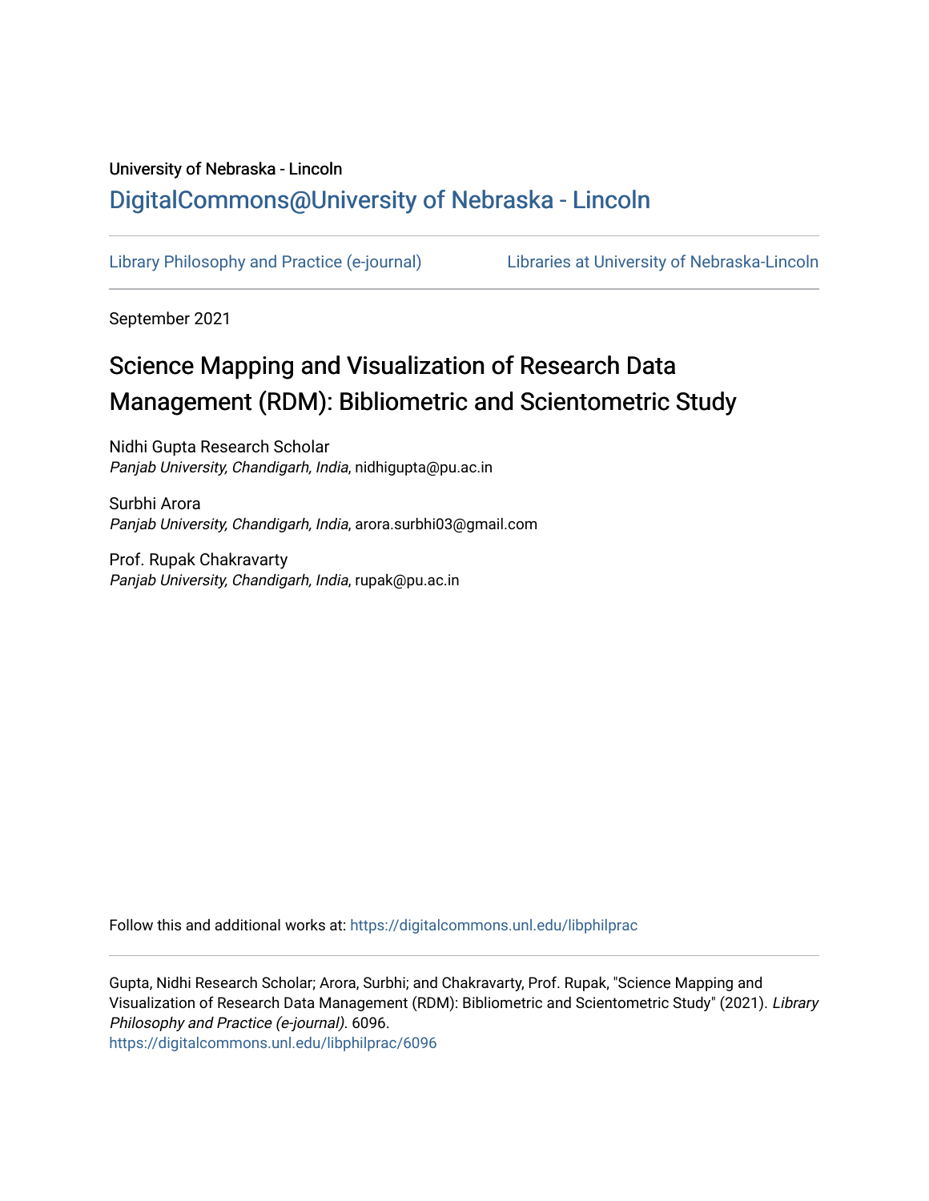University of Nebraska - Lincoln

[DigitalCommons@University of Nebraska - Lincoln](https://digitalcommons.unl.edu)

[Library Philosophy and Practice (e-journal)](https://digitalcommons.unl.edu/libphilprac) [Libraries at University of Nebraska-Lincoln](https://digitalcommons.unl.edu/libraries)

September 2021

# Science Mapping and Visualization of Research Data Management (RDM): Bibliometric and Scientometric Study

Nidhi Gupta Research Scholar
*Panjab University, Chandigarh, India*, nidhigupta@pu.ac.in

Surbhi Arora
*Panjab University, Chandigarh, India*, arora.surbhi03@gmail.com

Prof. Rupak Chakravarty
*Panjab University, Chandigarh, India*, rupak@pu.ac.in

Follow this and additional works at: https://digitalcommons.unl.edu/libphilprac

Gupta, Nidhi Research Scholar; Arora, Surbhi; and Chakravarty, Prof. Rupak, "Science Mapping and Visualization of Research Data Management (RDM): Bibliometric and Scientometric Study" (2021). *Library Philosophy and Practice (e-journal)*. 6096.
https://digitalcommons.unl.edu/libphilprac/6096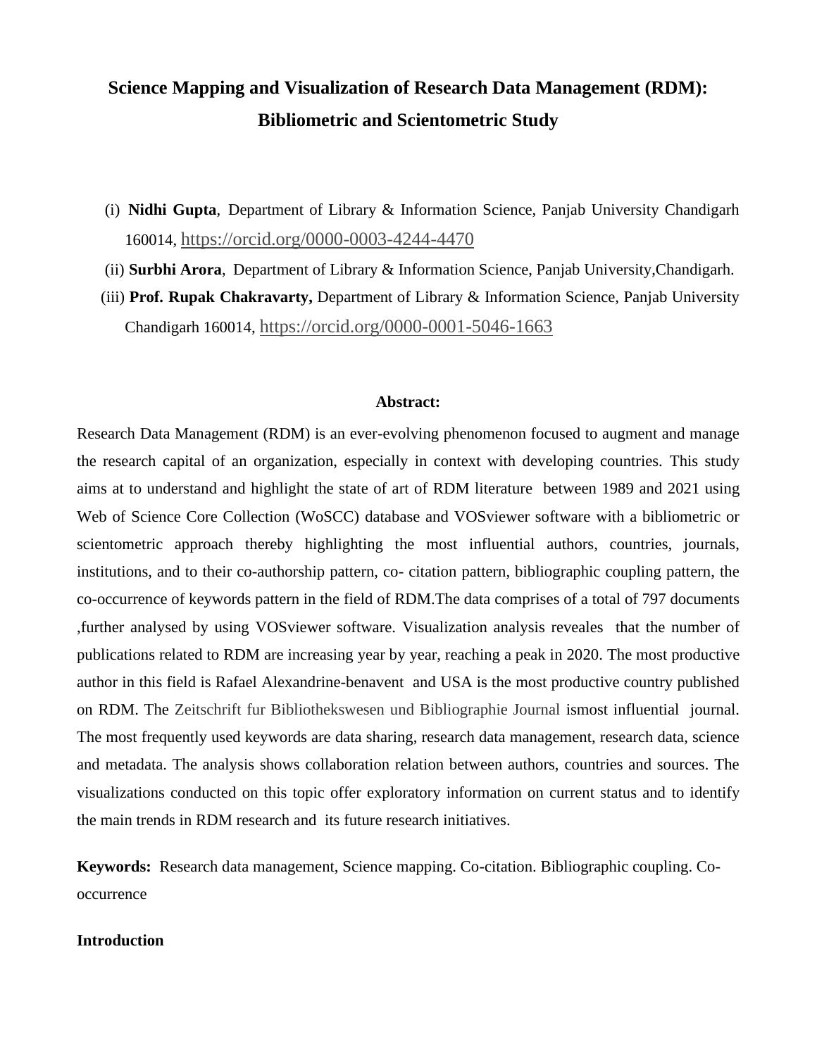# Science Mapping and Visualization of Research Data Management (RDM): Bibliometric and Scientometric Study

(i) **Nidhi Gupta**, Department of Library & Information Science, Panjab University Chandigarh 160014, https://orcid.org/0000-0003-4244-4470

(ii) **Surbhi Arora**, Department of Library & Information Science, Panjab University,Chandigarh.

(iii) **Prof. Rupak Chakravarty,** Department of Library & Information Science, Panjab University Chandigarh 160014, https://orcid.org/0000-0001-5046-1663

**Abstract:**

Research Data Management (RDM) is an ever-evolving phenomenon focused to augment and manage the research capital of an organization, especially in context with developing countries. This study aims at to understand and highlight the state of art of RDM literature between 1989 and 2021 using Web of Science Core Collection (WoSCC) database and VOSviewer software with a bibliometric or scientometric approach thereby highlighting the most influential authors, countries, journals, institutions, and to their co-authorship pattern, co- citation pattern, bibliographic coupling pattern, the co-occurrence of keywords pattern in the field of RDM.The data comprises of a total of 797 documents ,further analysed by using VOSviewer software. Visualization analysis reveales that the number of publications related to RDM are increasing year by year, reaching a peak in 2020. The most productive author in this field is Rafael Alexandrine-benavent and USA is the most productive country published on RDM. The Zeitschrift fur Bibliothekswesen und Bibliographie Journal ismost influential journal. The most frequently used keywords are data sharing, research data management, research data, science and metadata. The analysis shows collaboration relation between authors, countries and sources. The visualizations conducted on this topic offer exploratory information on current status and to identify the main trends in RDM research and its future research initiatives.

**Keywords:** Research data management, Science mapping. Co-citation. Bibliographic coupling. Co-occurrence

## Introduction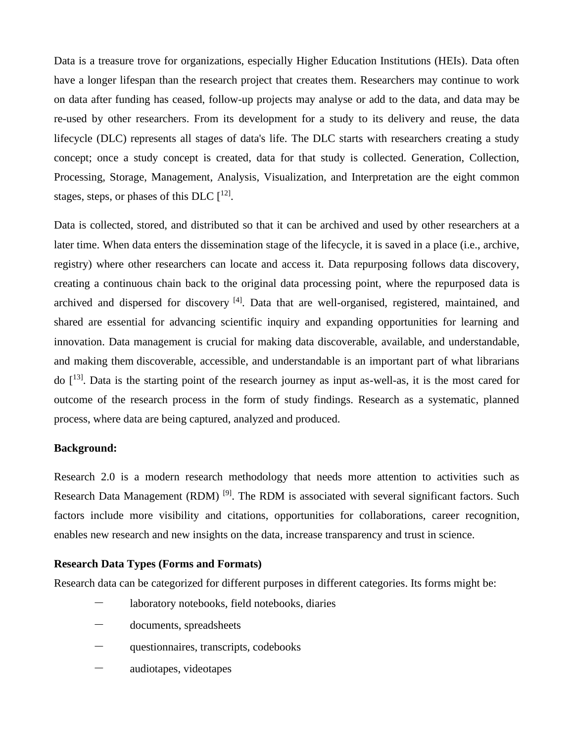Data is a treasure trove for organizations, especially Higher Education Institutions (HEIs). Data often have a longer lifespan than the research project that creates them. Researchers may continue to work on data after funding has ceased, follow-up projects may analyse or add to the data, and data may be re-used by other researchers. From its development for a study to its delivery and reuse, the data lifecycle (DLC) represents all stages of data's life. The DLC starts with researchers creating a study concept; once a study concept is created, data for that study is collected. Generation, Collection, Processing, Storage, Management, Analysis, Visualization, and Interpretation are the eight common stages, steps, or phases of this DLC [12].

Data is collected, stored, and distributed so that it can be archived and used by other researchers at a later time. When data enters the dissemination stage of the lifecycle, it is saved in a place (i.e., archive, registry) where other researchers can locate and access it. Data repurposing follows data discovery, creating a continuous chain back to the original data processing point, where the repurposed data is archived and dispersed for discovery [4]. Data that are well-organised, registered, maintained, and shared are essential for advancing scientific inquiry and expanding opportunities for learning and innovation. Data management is crucial for making data discoverable, available, and understandable, and making them discoverable, accessible, and understandable is an important part of what librarians do [13]. Data is the starting point of the research journey as input as-well-as, it is the most cared for outcome of the research process in the form of study findings. Research as a systematic, planned process, where data are being captured, analyzed and produced.

**Background:**

Research 2.0 is a modern research methodology that needs more attention to activities such as Research Data Management (RDM) [9]. The RDM is associated with several significant factors. Such factors include more visibility and citations, opportunities for collaborations, career recognition, enables new research and new insights on the data, increase transparency and trust in science.

**Research Data Types (Forms and Formats)**

Research data can be categorized for different purposes in different categories. Its forms might be:

- laboratory notebooks, field notebooks, diaries
- documents, spreadsheets
- questionnaires, transcripts, codebooks
- audiotapes, videotapes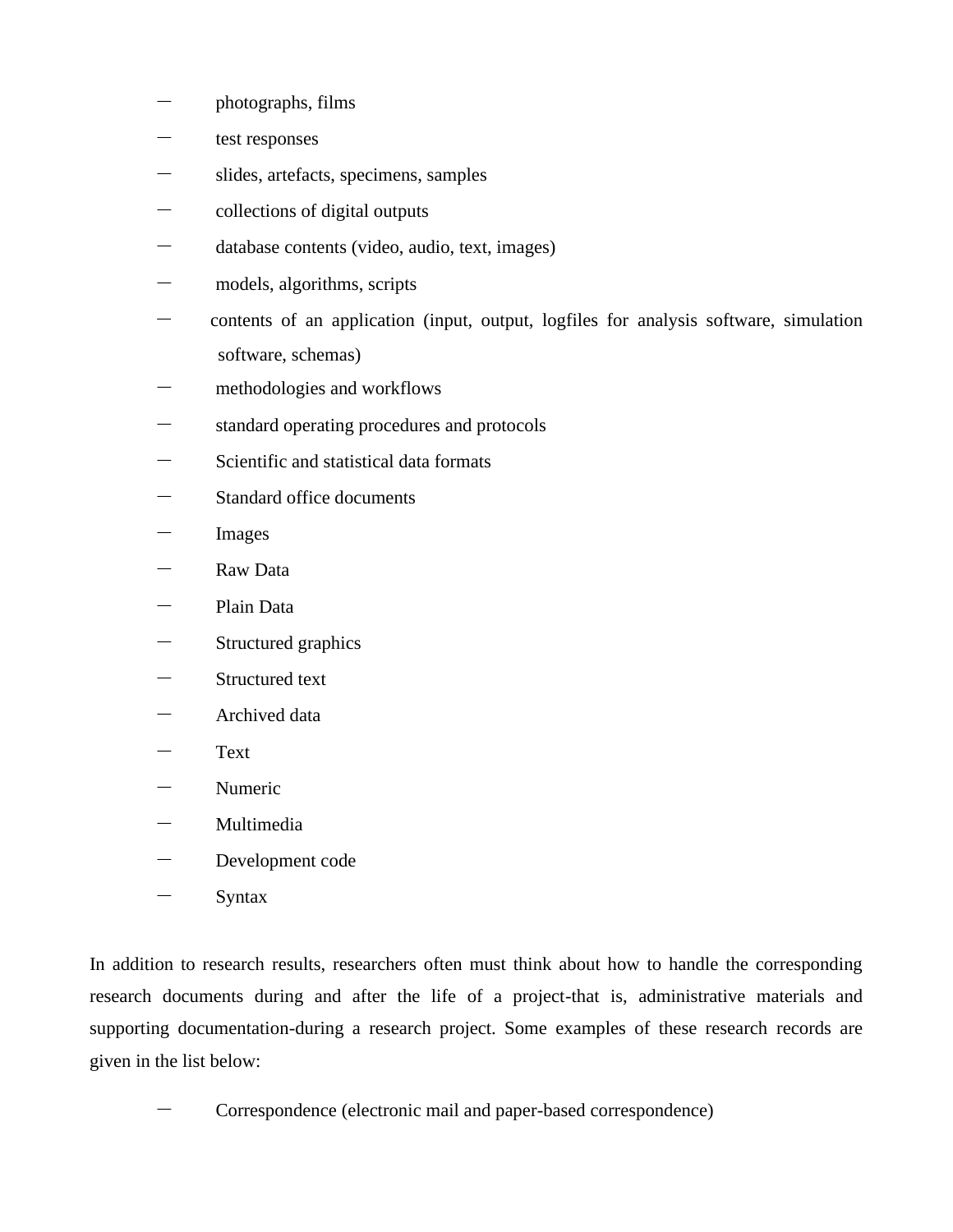- photographs, films
- test responses
- slides, artefacts, specimens, samples
- collections of digital outputs
- database contents (video, audio, text, images)
- models, algorithms, scripts
- contents of an application (input, output, logfiles for analysis software, simulation software, schemas)
- methodologies and workflows
- standard operating procedures and protocols
- Scientific and statistical data formats
- Standard office documents
- Images
- Raw Data
- Plain Data
- Structured graphics
- Structured text
- Archived data
- Text
- Numeric
- Multimedia
- Development code
- Syntax

In addition to research results, researchers often must think about how to handle the corresponding research documents during and after the life of a project-that is, administrative materials and supporting documentation-during a research project. Some examples of these research records are given in the list below:

- Correspondence (electronic mail and paper-based correspondence)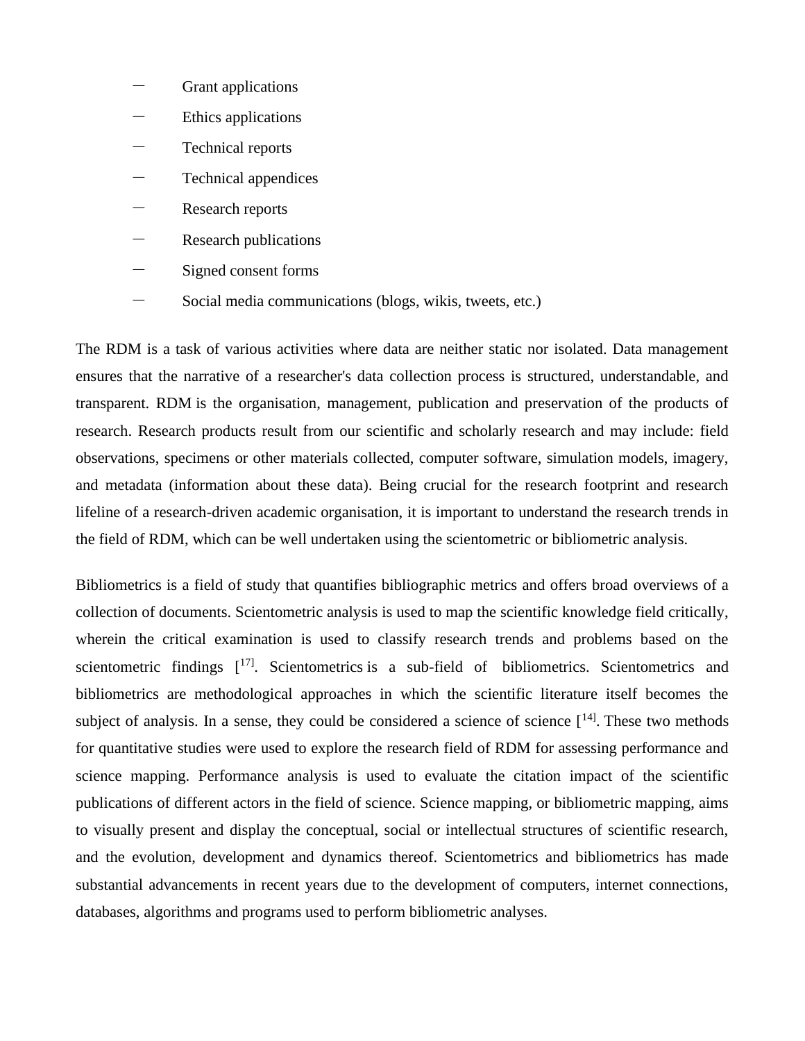- Grant applications
- Ethics applications
- Technical reports
- Technical appendices
- Research reports
- Research publications
- Signed consent forms
- Social media communications (blogs, wikis, tweets, etc.)

The RDM is a task of various activities where data are neither static nor isolated. Data management ensures that the narrative of a researcher's data collection process is structured, understandable, and transparent. RDM is the organisation, management, publication and preservation of the products of research. Research products result from our scientific and scholarly research and may include: field observations, specimens or other materials collected, computer software, simulation models, imagery, and metadata (information about these data). Being crucial for the research footprint and research lifeline of a research-driven academic organisation, it is important to understand the research trends in the field of RDM, which can be well undertaken using the scientometric or bibliometric analysis.

Bibliometrics is a field of study that quantifies bibliographic metrics and offers broad overviews of a collection of documents. Scientometric analysis is used to map the scientific knowledge field critically, wherein the critical examination is used to classify research trends and problems based on the scientometric findings [17]. Scientometrics is a sub-field of bibliometrics. Scientometrics and bibliometrics are methodological approaches in which the scientific literature itself becomes the subject of analysis. In a sense, they could be considered a science of science [14]. These two methods for quantitative studies were used to explore the research field of RDM for assessing performance and science mapping. Performance analysis is used to evaluate the citation impact of the scientific publications of different actors in the field of science. Science mapping, or bibliometric mapping, aims to visually present and display the conceptual, social or intellectual structures of scientific research, and the evolution, development and dynamics thereof. Scientometrics and bibliometrics has made substantial advancements in recent years due to the development of computers, internet connections, databases, algorithms and programs used to perform bibliometric analyses.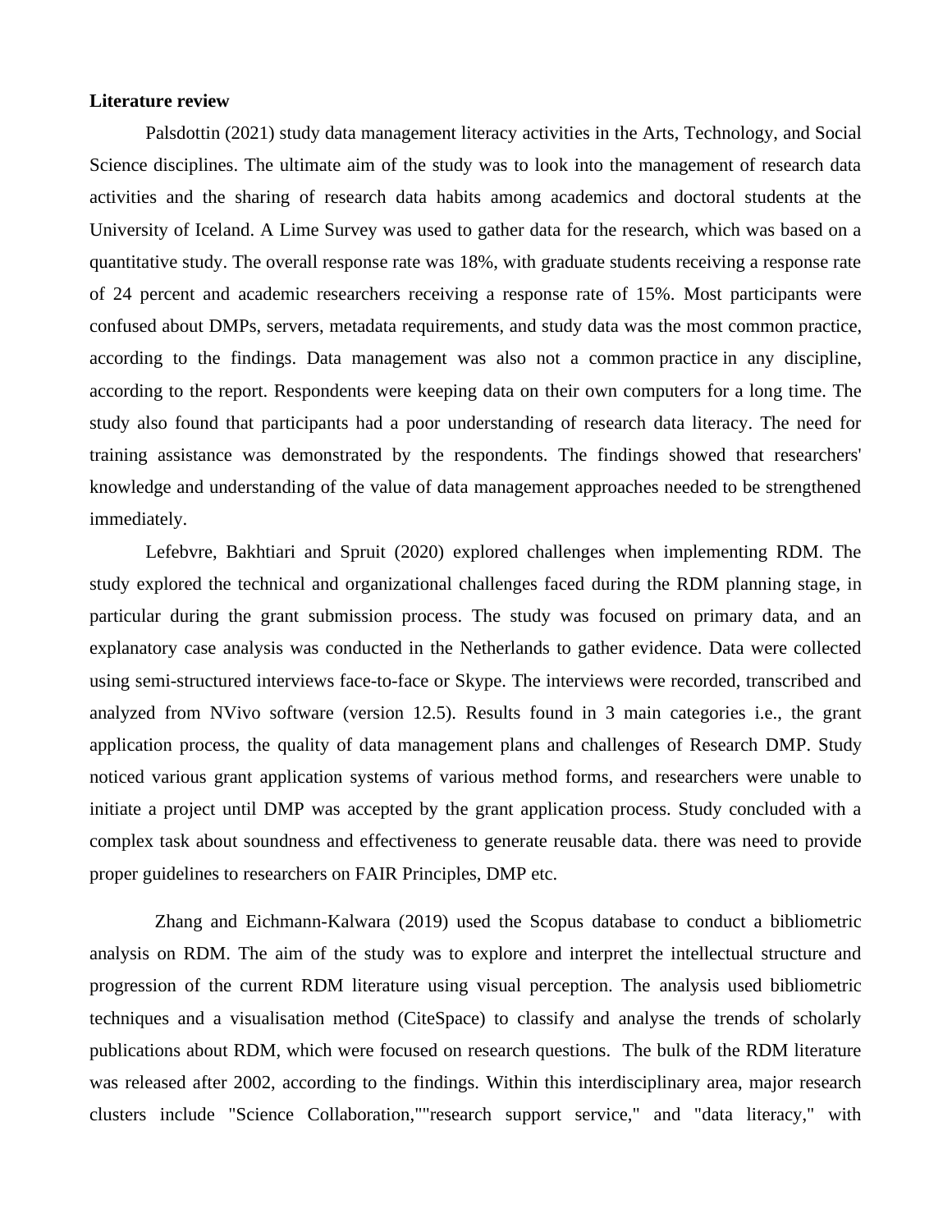**Literature review**

Palsdottin (2021) study data management literacy activities in the Arts, Technology, and Social Science disciplines. The ultimate aim of the study was to look into the management of research data activities and the sharing of research data habits among academics and doctoral students at the University of Iceland. A Lime Survey was used to gather data for the research, which was based on a quantitative study. The overall response rate was 18%, with graduate students receiving a response rate of 24 percent and academic researchers receiving a response rate of 15%. Most participants were confused about DMPs, servers, metadata requirements, and study data was the most common practice, according to the findings. Data management was also not a common practice in any discipline, according to the report. Respondents were keeping data on their own computers for a long time. The study also found that participants had a poor understanding of research data literacy. The need for training assistance was demonstrated by the respondents. The findings showed that researchers' knowledge and understanding of the value of data management approaches needed to be strengthened immediately.

Lefebvre, Bakhtiari and Spruit (2020) explored challenges when implementing RDM. The study explored the technical and organizational challenges faced during the RDM planning stage, in particular during the grant submission process. The study was focused on primary data, and an explanatory case analysis was conducted in the Netherlands to gather evidence. Data were collected using semi-structured interviews face-to-face or Skype. The interviews were recorded, transcribed and analyzed from NVivo software (version 12.5). Results found in 3 main categories i.e., the grant application process, the quality of data management plans and challenges of Research DMP. Study noticed various grant application systems of various method forms, and researchers were unable to initiate a project until DMP was accepted by the grant application process. Study concluded with a complex task about soundness and effectiveness to generate reusable data. there was need to provide proper guidelines to researchers on FAIR Principles, DMP etc.

Zhang and Eichmann-Kalwara (2019) used the Scopus database to conduct a bibliometric analysis on RDM. The aim of the study was to explore and interpret the intellectual structure and progression of the current RDM literature using visual perception. The analysis used bibliometric techniques and a visualisation method (CiteSpace) to classify and analyse the trends of scholarly publications about RDM, which were focused on research questions. The bulk of the RDM literature was released after 2002, according to the findings. Within this interdisciplinary area, major research clusters include "Science Collaboration,""research support service," and "data literacy," with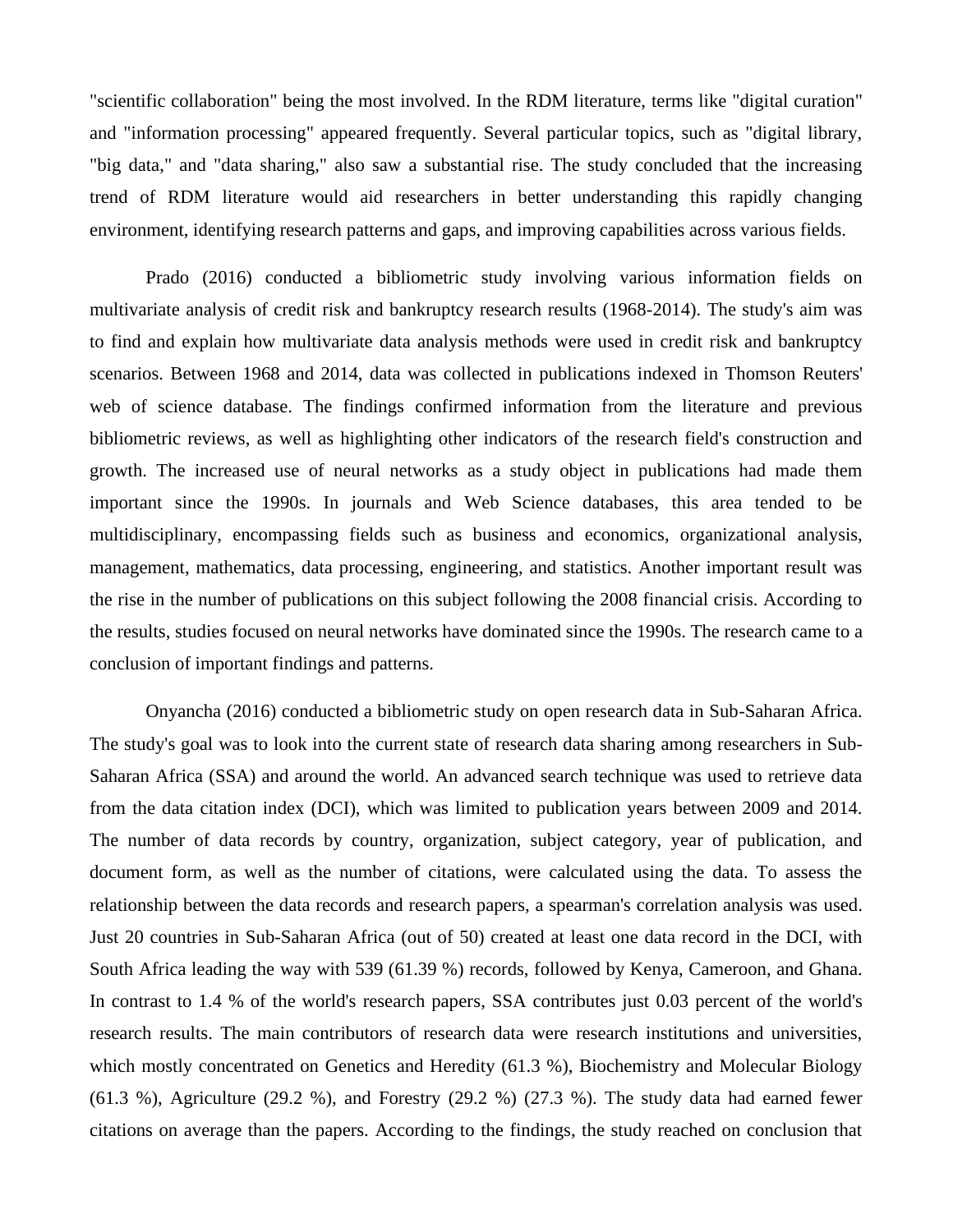"scientific collaboration" being the most involved. In the RDM literature, terms like "digital curation" and "information processing" appeared frequently. Several particular topics, such as "digital library, "big data," and "data sharing," also saw a substantial rise. The study concluded that the increasing trend of RDM literature would aid researchers in better understanding this rapidly changing environment, identifying research patterns and gaps, and improving capabilities across various fields.

Prado (2016) conducted a bibliometric study involving various information fields on multivariate analysis of credit risk and bankruptcy research results (1968-2014). The study's aim was to find and explain how multivariate data analysis methods were used in credit risk and bankruptcy scenarios. Between 1968 and 2014, data was collected in publications indexed in Thomson Reuters' web of science database. The findings confirmed information from the literature and previous bibliometric reviews, as well as highlighting other indicators of the research field's construction and growth. The increased use of neural networks as a study object in publications had made them important since the 1990s. In journals and Web Science databases, this area tended to be multidisciplinary, encompassing fields such as business and economics, organizational analysis, management, mathematics, data processing, engineering, and statistics. Another important result was the rise in the number of publications on this subject following the 2008 financial crisis. According to the results, studies focused on neural networks have dominated since the 1990s. The research came to a conclusion of important findings and patterns.

Onyancha (2016) conducted a bibliometric study on open research data in Sub-Saharan Africa. The study's goal was to look into the current state of research data sharing among researchers in Sub-Saharan Africa (SSA) and around the world. An advanced search technique was used to retrieve data from the data citation index (DCI), which was limited to publication years between 2009 and 2014. The number of data records by country, organization, subject category, year of publication, and document form, as well as the number of citations, were calculated using the data. To assess the relationship between the data records and research papers, a spearman's correlation analysis was used. Just 20 countries in Sub-Saharan Africa (out of 50) created at least one data record in the DCI, with South Africa leading the way with 539 (61.39 %) records, followed by Kenya, Cameroon, and Ghana. In contrast to 1.4 % of the world's research papers, SSA contributes just 0.03 percent of the world's research results. The main contributors of research data were research institutions and universities, which mostly concentrated on Genetics and Heredity (61.3 %), Biochemistry and Molecular Biology (61.3 %), Agriculture (29.2 %), and Forestry (29.2 %) (27.3 %). The study data had earned fewer citations on average than the papers. According to the findings, the study reached on conclusion that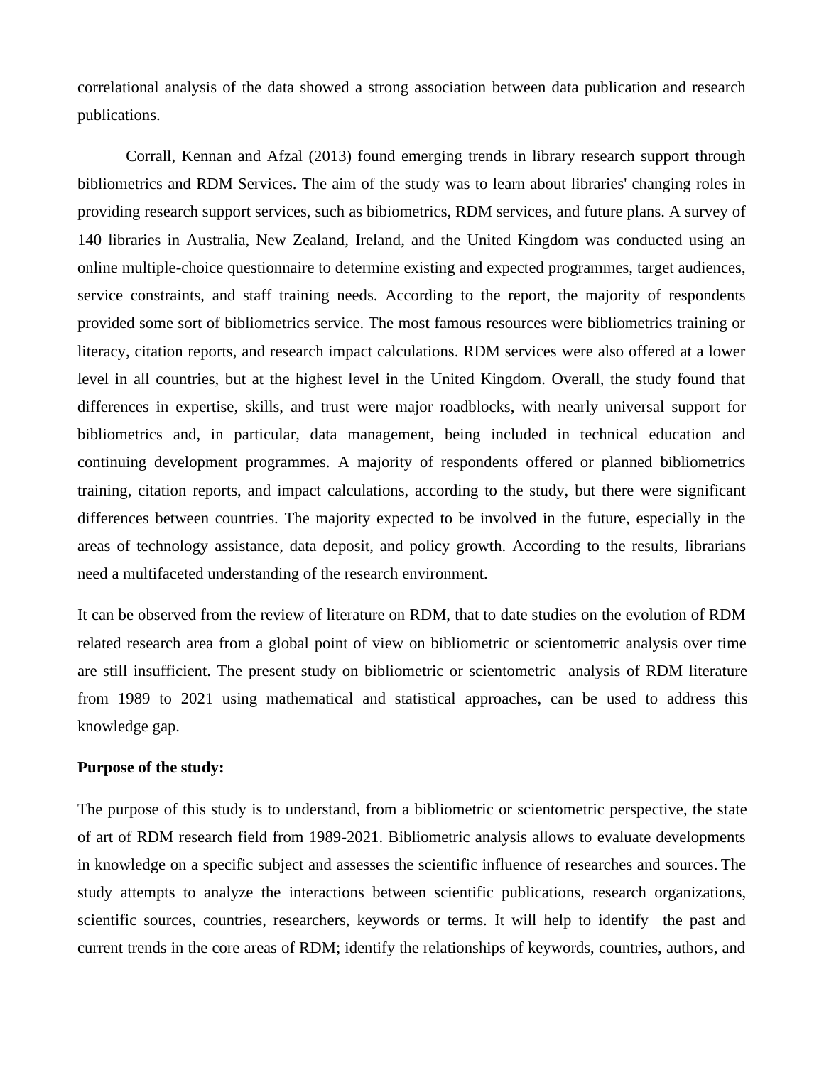correlational analysis of the data showed a strong association between data publication and research publications.

Corrall, Kennan and Afzal (2013) found emerging trends in library research support through bibliometrics and RDM Services. The aim of the study was to learn about libraries' changing roles in providing research support services, such as bibiometrics, RDM services, and future plans. A survey of 140 libraries in Australia, New Zealand, Ireland, and the United Kingdom was conducted using an online multiple-choice questionnaire to determine existing and expected programmes, target audiences, service constraints, and staff training needs. According to the report, the majority of respondents provided some sort of bibliometrics service. The most famous resources were bibliometrics training or literacy, citation reports, and research impact calculations. RDM services were also offered at a lower level in all countries, but at the highest level in the United Kingdom. Overall, the study found that differences in expertise, skills, and trust were major roadblocks, with nearly universal support for bibliometrics and, in particular, data management, being included in technical education and continuing development programmes. A majority of respondents offered or planned bibliometrics training, citation reports, and impact calculations, according to the study, but there were significant differences between countries. The majority expected to be involved in the future, especially in the areas of technology assistance, data deposit, and policy growth. According to the results, librarians need a multifaceted understanding of the research environment.

It can be observed from the review of literature on RDM, that to date studies on the evolution of RDM related research area from a global point of view on bibliometric or scientometric analysis over time are still insufficient. The present study on bibliometric or scientometric analysis of RDM literature from 1989 to 2021 using mathematical and statistical approaches, can be used to address this knowledge gap.

**Purpose of the study:**

The purpose of this study is to understand, from a bibliometric or scientometric perspective, the state of art of RDM research field from 1989-2021. Bibliometric analysis allows to evaluate developments in knowledge on a specific subject and assesses the scientific influence of researches and sources. The study attempts to analyze the interactions between scientific publications, research organizations, scientific sources, countries, researchers, keywords or terms. It will help to identify the past and current trends in the core areas of RDM; identify the relationships of keywords, countries, authors, and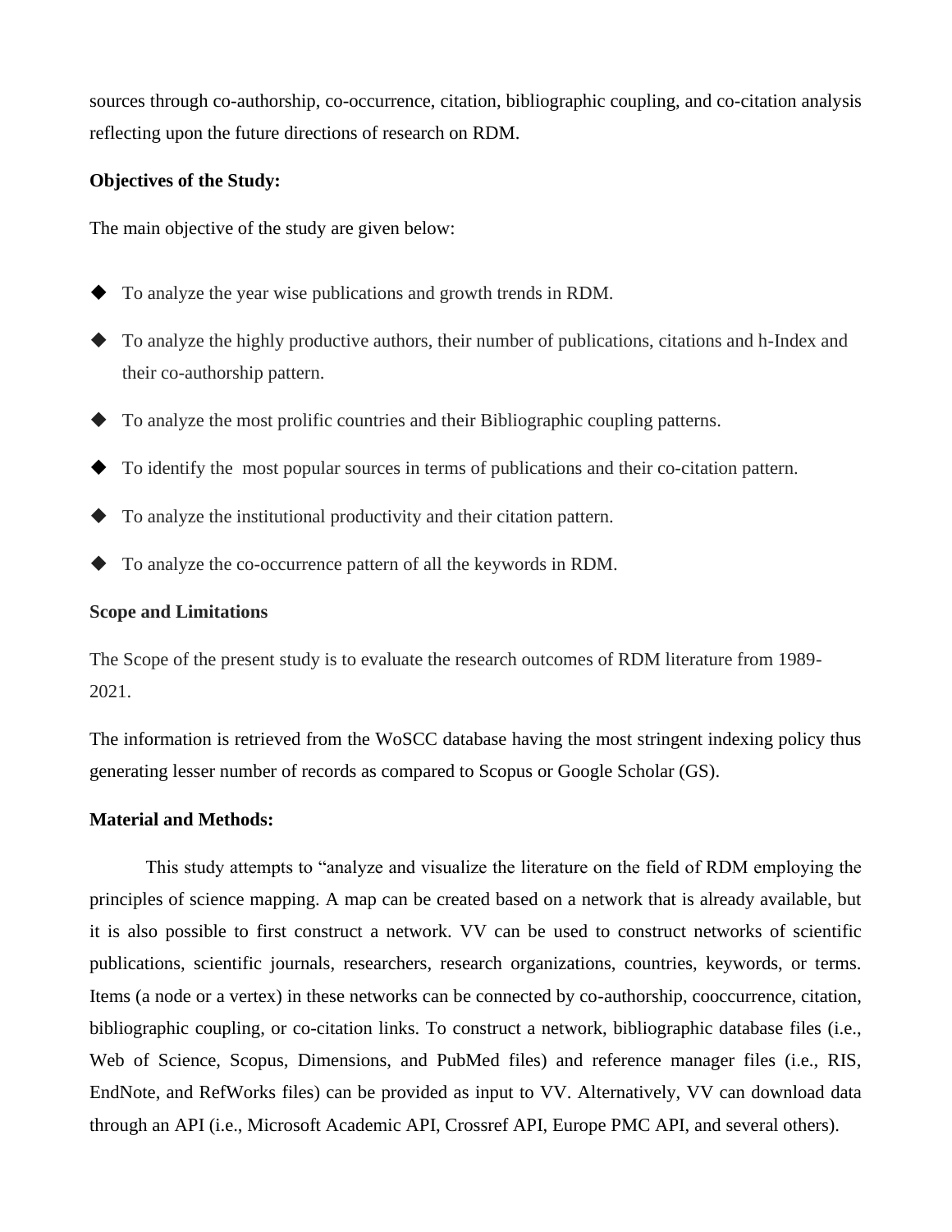sources through co-authorship, co-occurrence, citation, bibliographic coupling, and co-citation analysis reflecting upon the future directions of research on RDM.

**Objectives of the Study:**

The main objective of the study are given below:

- To analyze the year wise publications and growth trends in RDM.
- To analyze the highly productive authors, their number of publications, citations and h-Index and their co-authorship pattern.
- To analyze the most prolific countries and their Bibliographic coupling patterns.
- To identify the most popular sources in terms of publications and their co-citation pattern.
- To analyze the institutional productivity and their citation pattern.
- To analyze the co-occurrence pattern of all the keywords in RDM.

**Scope and Limitations**

The Scope of the present study is to evaluate the research outcomes of RDM literature from 1989-2021.

The information is retrieved from the WoSCC database having the most stringent indexing policy thus generating lesser number of records as compared to Scopus or Google Scholar (GS).

**Material and Methods:**

This study attempts to "analyze and visualize the literature on the field of RDM employing the principles of science mapping. A map can be created based on a network that is already available, but it is also possible to first construct a network. VV can be used to construct networks of scientific publications, scientific journals, researchers, research organizations, countries, keywords, or terms. Items (a node or a vertex) in these networks can be connected by co-authorship, cooccurrence, citation, bibliographic coupling, or co-citation links. To construct a network, bibliographic database files (i.e., Web of Science, Scopus, Dimensions, and PubMed files) and reference manager files (i.e., RIS, EndNote, and RefWorks files) can be provided as input to VV. Alternatively, VV can download data through an API (i.e., Microsoft Academic API, Crossref API, Europe PMC API, and several others).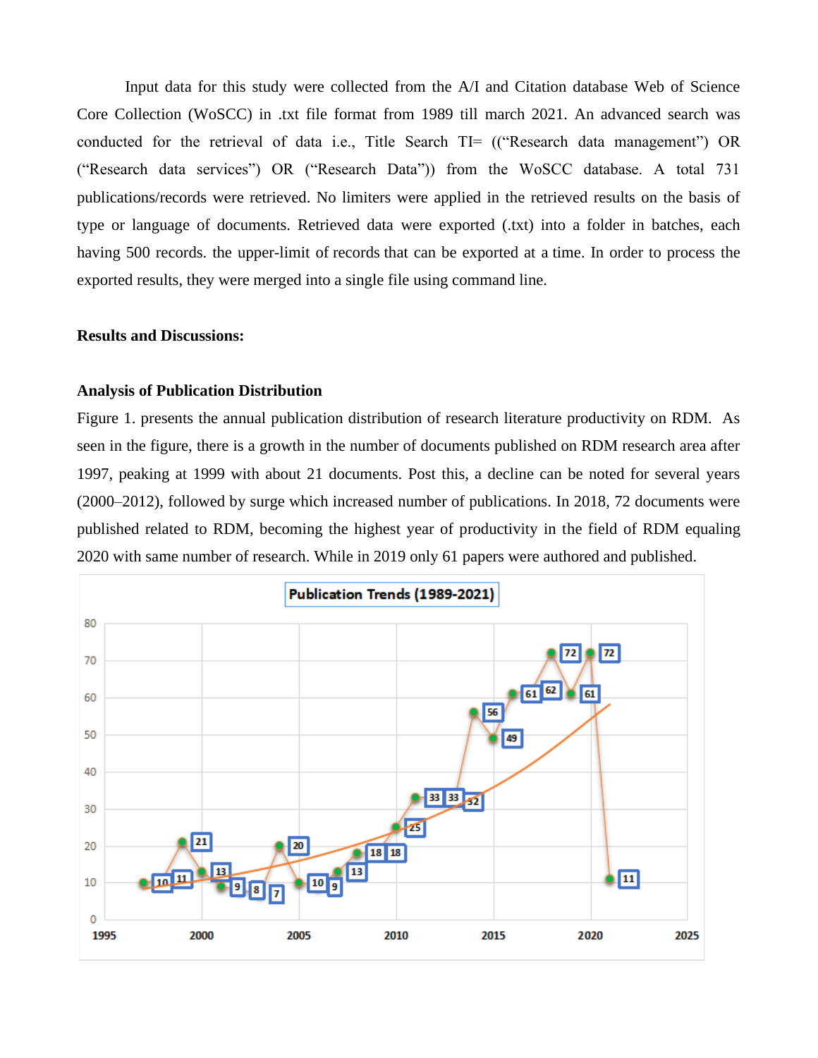Input data for this study were collected from the A/I and Citation database Web of Science Core Collection (WoSCC) in .txt file format from 1989 till march 2021. An advanced search was conducted for the retrieval of data i.e., Title Search TI= ((“Research data management”) OR (“Research data services”) OR (“Research Data”)) from the WoSCC database. A total 731 publications/records were retrieved. No limiters were applied in the retrieved results on the basis of type or language of documents. Retrieved data were exported (.txt) into a folder in batches, each having 500 records. the upper-limit of records that can be exported at a time. In order to process the exported results, they were merged into a single file using command line.

**Results and Discussions:**

**Analysis of Publication Distribution**

Figure 1. presents the annual publication distribution of research literature productivity on RDM. As seen in the figure, there is a growth in the number of documents published on RDM research area after 1997, peaking at 1999 with about 21 documents. Post this, a decline can be noted for several years (2000–2012), followed by surge which increased number of publications. In 2018, 72 documents were published related to RDM, becoming the highest year of productivity in the field of RDM equaling 2020 with same number of research. While in 2019 only 61 papers were authored and published.

**Publication Trends (1989-2021)**

| Year | 1997 | 1998 | 1999 | 2000 | 2001 | 2002 | 2003 | 2004 | 2005 | 2006 | 2007 | 2008 | 2009 | 2010 | 2011 | 2012 | 2013 | 2014 | 2015 | 2016 | 2017 | 2018 | 2019 | 2020 | 2021 |
|---|---|---|---|---|---|---|---|---|---|---|---|---|---|---|---|---|---|---|---|---|---|---|---|---|---|
| Publications | 10 | 11 | 21 | 13 | 9 | 8 | 7 | 20 | 10 | 9 | 13 | 18 | 18 | 25 | 33 | 33 | 32 | 56 | 49 | 61 | 62 | 72 | 61 | 72 | 11 |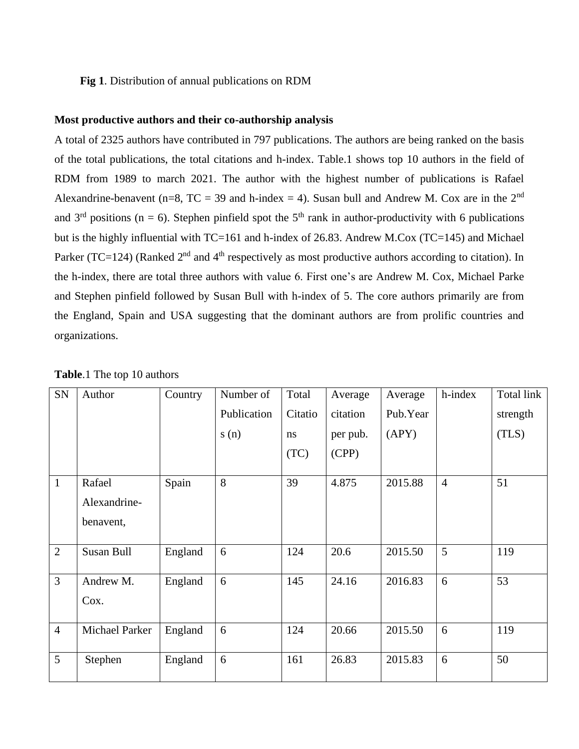**Fig 1**. Distribution of annual publications on RDM

**Most productive authors and their co-authorship analysis**

A total of 2325 authors have contributed in 797 publications. The authors are being ranked on the basis of the total publications, the total citations and h-index. Table.1 shows top 10 authors in the field of RDM from 1989 to march 2021. The author with the highest number of publications is Rafael Alexandrine-benavent (n=8, TC = 39 and h-index = 4). Susan bull and Andrew M. Cox are in the 2nd and 3rd positions (n = 6). Stephen pinfield spot the 5th rank in author-productivity with 6 publications but is the highly influential with TC=161 and h-index of 26.83. Andrew M.Cox (TC=145) and Michael Parker (TC=124) (Ranked 2nd and 4th respectively as most productive authors according to citation). In the h-index, there are total three authors with value 6. First one's are Andrew M. Cox, Michael Parke and Stephen pinfield followed by Susan Bull with h-index of 5. The core authors primarily are from the England, Spain and USA suggesting that the dominant authors are from prolific countries and organizations.

**Table**.1 The top 10 authors

| SN | Author | Country | Number of Publications (n) | Total Citations (TC) | Average citation per pub. (CPP) | Average Pub.Year (APY) | h-index | Total link strength (TLS) |
|---|---|---|---|---|---|---|---|---|
| 1 | Rafael Alexandrine-benavent, | Spain | 8 | 39 | 4.875 | 2015.88 | 4 | 51 |
| 2 | Susan Bull | England | 6 | 124 | 20.6 | 2015.50 | 5 | 119 |
| 3 | Andrew M. Cox. | England | 6 | 145 | 24.16 | 2016.83 | 6 | 53 |
| 4 | Michael Parker | England | 6 | 124 | 20.66 | 2015.50 | 6 | 119 |
| 5 | Stephen | England | 6 | 161 | 26.83 | 2015.83 | 6 | 50 |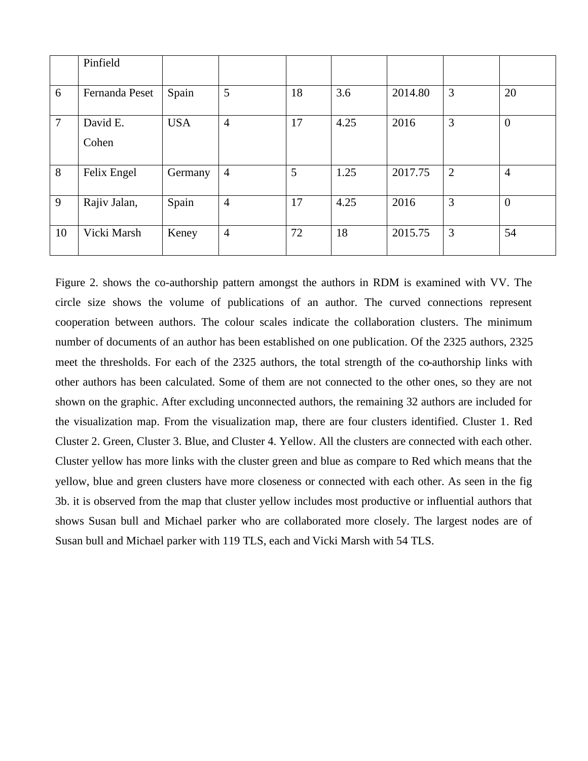|  | Pinfield |  |  |  |  |  |  |  |
|---|---|---|---|---|---|---|---|---|
| 6 | Fernanda Peset | Spain | 5 | 18 | 3.6 | 2014.80 | 3 | 20 |
| 7 | David E. Cohen | USA | 4 | 17 | 4.25 | 2016 | 3 | 0 |
| 8 | Felix Engel | Germany | 4 | 5 | 1.25 | 2017.75 | 2 | 4 |
| 9 | Rajiv Jalan, | Spain | 4 | 17 | 4.25 | 2016 | 3 | 0 |
| 10 | Vicki Marsh | Keney | 4 | 72 | 18 | 2015.75 | 3 | 54 |

Figure 2. shows the co-authorship pattern amongst the authors in RDM is examined with VV. The circle size shows the volume of publications of an author. The curved connections represent cooperation between authors. The colour scales indicate the collaboration clusters. The minimum number of documents of an author has been established on one publication. Of the 2325 authors, 2325 meet the thresholds. For each of the 2325 authors, the total strength of the co-authorship links with other authors has been calculated. Some of them are not connected to the other ones, so they are not shown on the graphic. After excluding unconnected authors, the remaining 32 authors are included for the visualization map. From the visualization map, there are four clusters identified. Cluster 1. Red Cluster 2. Green, Cluster 3. Blue, and Cluster 4. Yellow. All the clusters are connected with each other. Cluster yellow has more links with the cluster green and blue as compare to Red which means that the yellow, blue and green clusters have more closeness or connected with each other. As seen in the fig 3b. it is observed from the map that cluster yellow includes most productive or influential authors that shows Susan bull and Michael parker who are collaborated more closely. The largest nodes are of Susan bull and Michael parker with 119 TLS, each and Vicki Marsh with 54 TLS.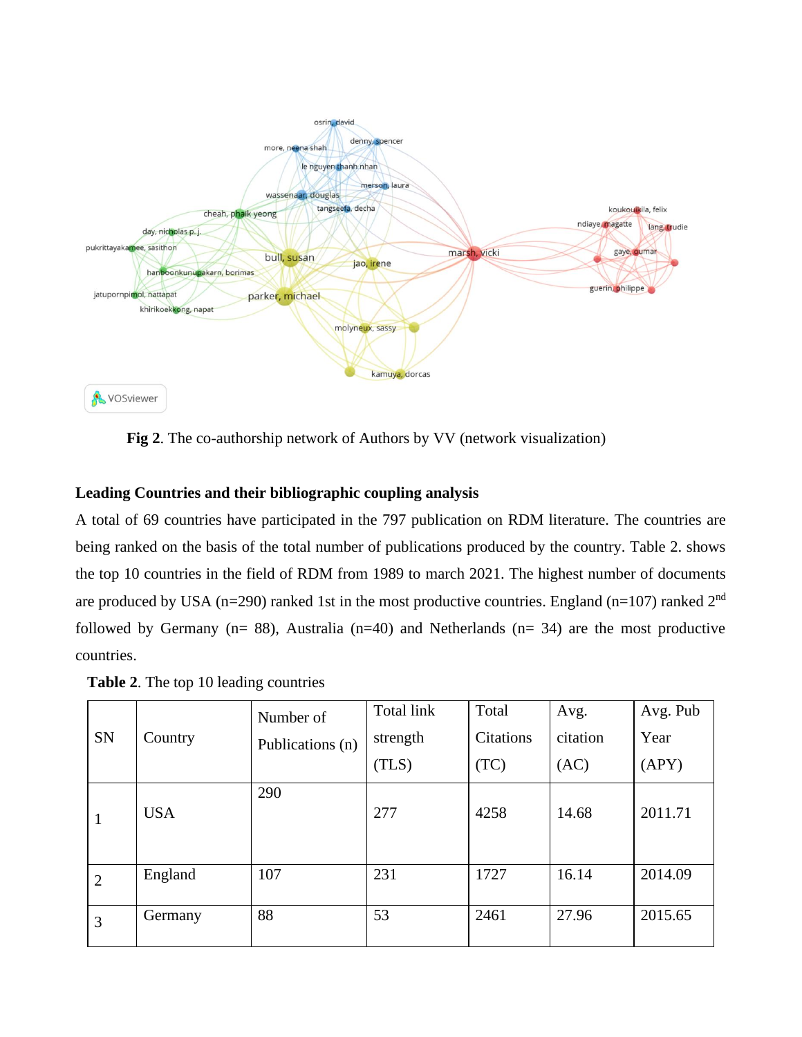**Fig 2**. The co-authorship network of Authors by VV (network visualization)

### Leading Countries and their bibliographic coupling analysis

A total of 69 countries have participated in the 797 publication on RDM literature. The countries are being ranked on the basis of the total number of publications produced by the country. Table 2. shows the top 10 countries in the field of RDM from 1989 to march 2021. The highest number of documents are produced by USA (n=290) ranked 1st in the most productive countries. England (n=107) ranked 2nd followed by Germany (n= 88), Australia (n=40) and Netherlands (n= 34) are the most productive countries.

**Table 2**. The top 10 leading countries

| SN | Country | Number of Publications (n) | Total link strength (TLS) | Total Citations (TC) | Avg. citation (AC) | Avg. Pub Year (APY) |
|---|---|---|---|---|---|---|
| 1 | USA | 290 | 277 | 4258 | 14.68 | 2011.71 |
| 2 | England | 107 | 231 | 1727 | 16.14 | 2014.09 |
| 3 | Germany | 88 | 53 | 2461 | 27.96 | 2015.65 |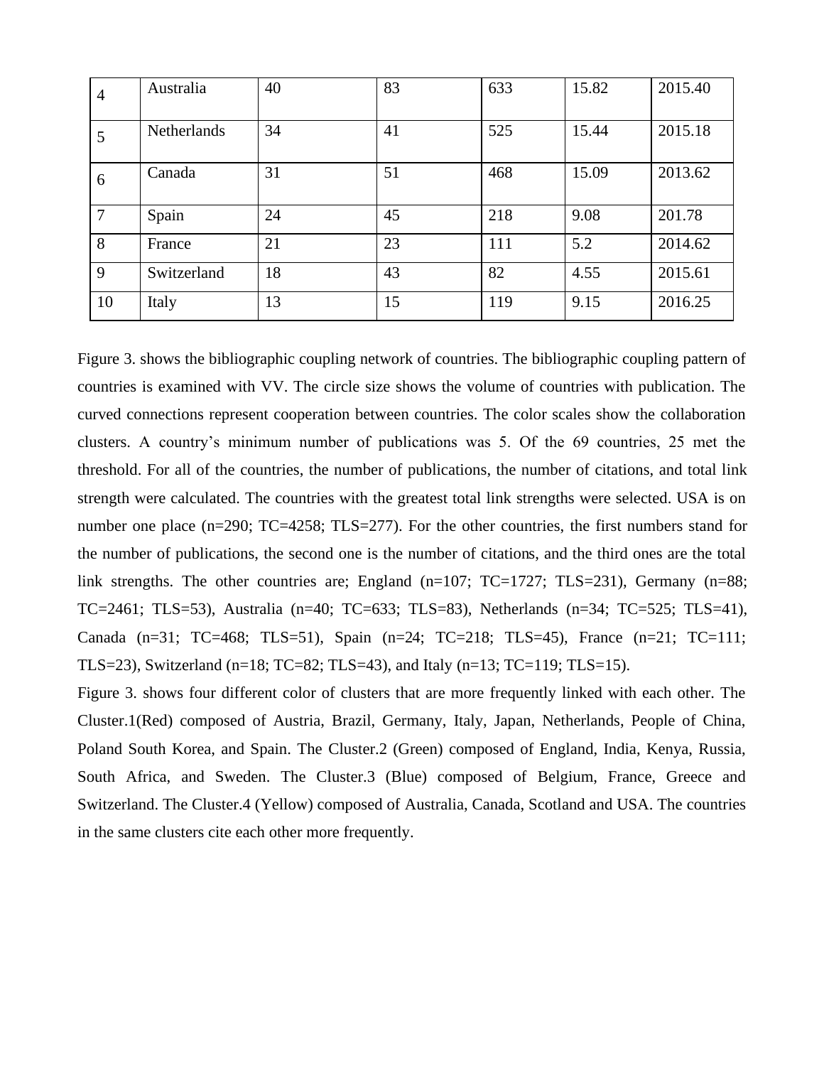| 4 | Australia | 40 | 83 | 633 | 15.82 | 2015.40 |
|---|---|---|---|---|---|---|
| 5 | Netherlands | 34 | 41 | 525 | 15.44 | 2015.18 |
| 6 | Canada | 31 | 51 | 468 | 15.09 | 2013.62 |
| 7 | Spain | 24 | 45 | 218 | 9.08 | 201.78 |
| 8 | France | 21 | 23 | 111 | 5.2 | 2014.62 |
| 9 | Switzerland | 18 | 43 | 82 | 4.55 | 2015.61 |
| 10 | Italy | 13 | 15 | 119 | 9.15 | 2016.25 |

Figure 3. shows the bibliographic coupling network of countries. The bibliographic coupling pattern of countries is examined with VV. The circle size shows the volume of countries with publication. The curved connections represent cooperation between countries. The color scales show the collaboration clusters. A country's minimum number of publications was 5. Of the 69 countries, 25 met the threshold. For all of the countries, the number of publications, the number of citations, and total link strength were calculated. The countries with the greatest total link strengths were selected. USA is on number one place (n=290; TC=4258; TLS=277). For the other countries, the first numbers stand for the number of publications, the second one is the number of citations, and the third ones are the total link strengths. The other countries are; England (n=107; TC=1727; TLS=231), Germany (n=88; TC=2461; TLS=53), Australia (n=40; TC=633; TLS=83), Netherlands (n=34; TC=525; TLS=41), Canada (n=31; TC=468; TLS=51), Spain (n=24; TC=218; TLS=45), France (n=21; TC=111; TLS=23), Switzerland (n=18; TC=82; TLS=43), and Italy (n=13; TC=119; TLS=15).

Figure 3. shows four different color of clusters that are more frequently linked with each other. The Cluster.1(Red) composed of Austria, Brazil, Germany, Italy, Japan, Netherlands, People of China, Poland South Korea, and Spain. The Cluster.2 (Green) composed of England, India, Kenya, Russia, South Africa, and Sweden. The Cluster.3 (Blue) composed of Belgium, France, Greece and Switzerland. The Cluster.4 (Yellow) composed of Australia, Canada, Scotland and USA. The countries in the same clusters cite each other more frequently.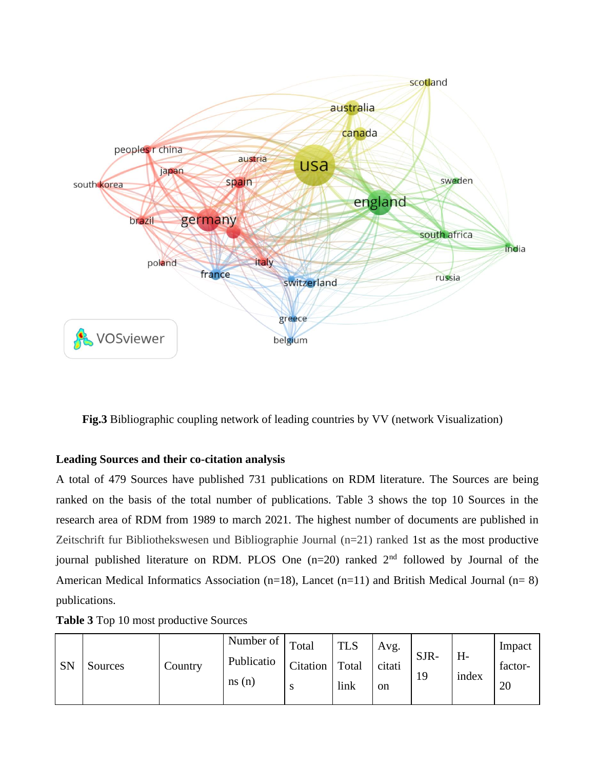**Fig.3** Bibliographic coupling network of leading countries by VV (network Visualization)

### Leading Sources and their co-citation analysis

A total of 479 Sources have published 731 publications on RDM literature. The Sources are being ranked on the basis of the total number of publications. Table 3 shows the top 10 Sources in the research area of RDM from 1989 to march 2021. The highest number of documents are published in Zeitschrift fur Bibliothekswesen und Bibliographie Journal (n=21) ranked 1st as the most productive journal published literature on RDM. PLOS One (n=20) ranked 2nd followed by Journal of the American Medical Informatics Association (n=18), Lancet (n=11) and British Medical Journal (n= 8) publications.

**Table 3** Top 10 most productive Sources

| SN | Sources | Country | Number of Publications (n) | Total Citations | TLS Total link | Avg. citation | SJR-19 | H-index | Impact factor-20 |
|---|---|---|---|---|---|---|---|---|---|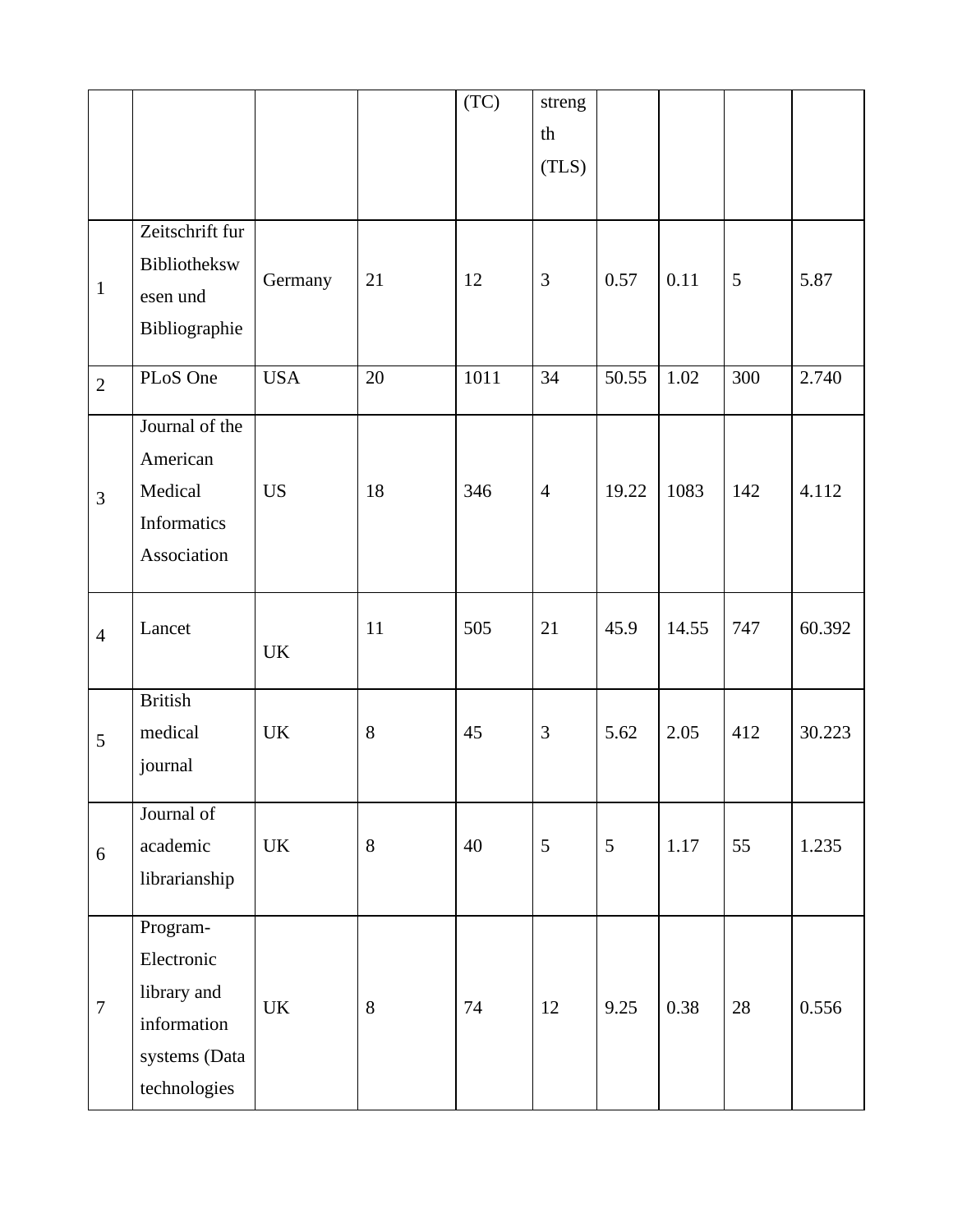|  |  |  |  | (TC) | strength (TLS) |  |  |  |  |
|---|---|---|---|---|---|---|---|---|---|
| 1 | Zeitschrift fur Bibliothekswesen und Bibliographie | Germany | 21 | 12 | 3 | 0.57 | 0.11 | 5 | 5.87 |
| 2 | PLoS One | USA | 20 | 1011 | 34 | 50.55 | 1.02 | 300 | 2.740 |
| 3 | Journal of the American Medical Informatics Association | US | 18 | 346 | 4 | 19.22 | 1083 | 142 | 4.112 |
| 4 | Lancet | UK | 11 | 505 | 21 | 45.9 | 14.55 | 747 | 60.392 |
| 5 | British medical journal | UK | 8 | 45 | 3 | 5.62 | 2.05 | 412 | 30.223 |
| 6 | Journal of academic librarianship | UK | 8 | 40 | 5 | 5 | 1.17 | 55 | 1.235 |
| 7 | Program-Electronic library and information systems (Data technologies | UK | 8 | 74 | 12 | 9.25 | 0.38 | 28 | 0.556 |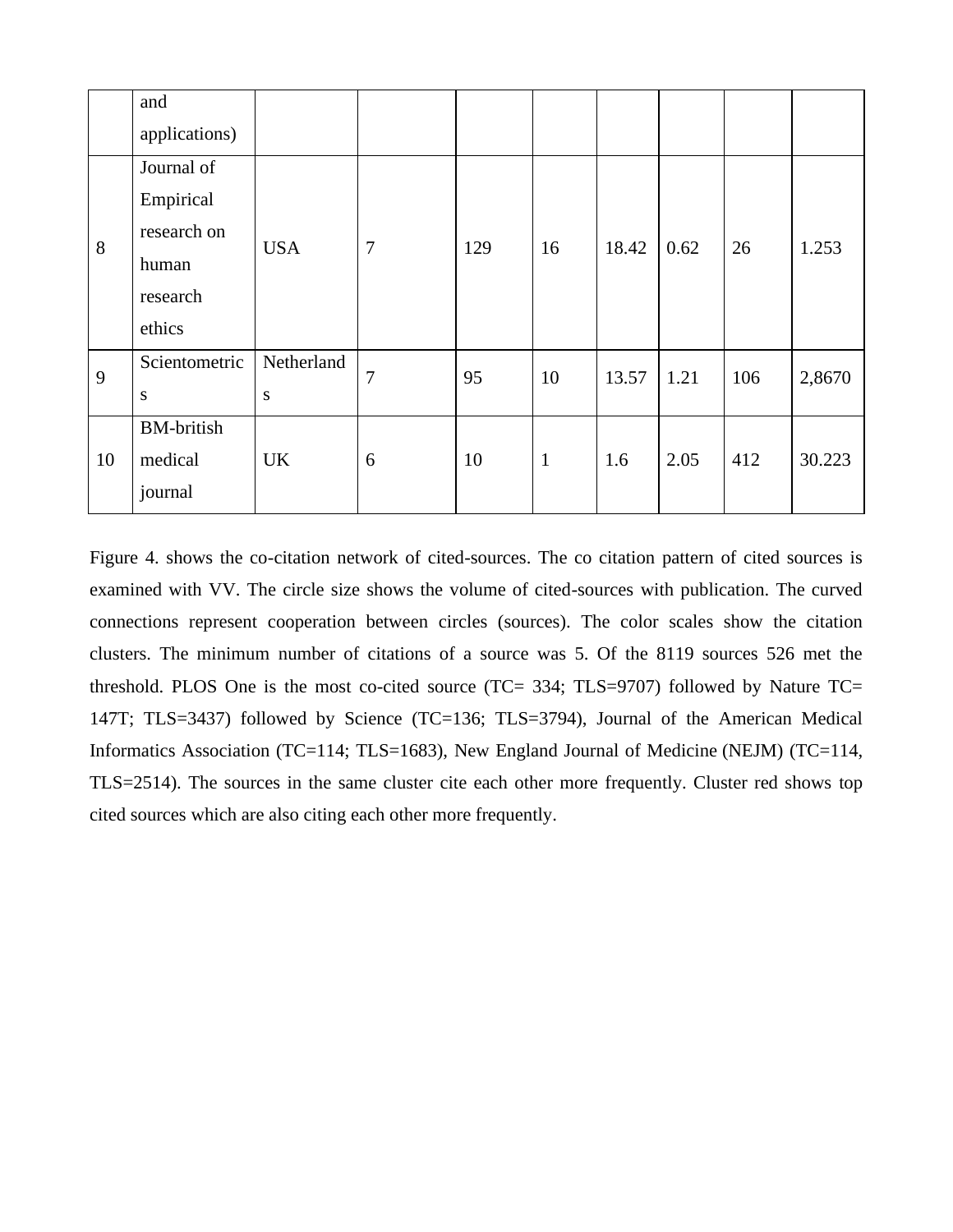| | | | | | | | | | |
|---|---|---|---|---|---|---|---|---|---|
| | and applications) | | | | | | | | |
| 8 | Journal of Empirical research on human research ethics | USA | 7 | 129 | 16 | 18.42 | 0.62 | 26 | 1.253 |
| 9 | Scientometrics | Netherlands | 7 | 95 | 10 | 13.57 | 1.21 | 106 | 2,8670 |
| 10 | BM-british medical journal | UK | 6 | 10 | 1 | 1.6 | 2.05 | 412 | 30.223 |

Figure 4. shows the co-citation network of cited-sources. The co citation pattern of cited sources is examined with VV. The circle size shows the volume of cited-sources with publication. The curved connections represent cooperation between circles (sources). The color scales show the citation clusters. The minimum number of citations of a source was 5. Of the 8119 sources 526 met the threshold. PLOS One is the most co-cited source (TC= 334; TLS=9707) followed by Nature TC= 147T; TLS=3437) followed by Science (TC=136; TLS=3794), Journal of the American Medical Informatics Association (TC=114; TLS=1683), New England Journal of Medicine (NEJM) (TC=114, TLS=2514). The sources in the same cluster cite each other more frequently. Cluster red shows top cited sources which are also citing each other more frequently.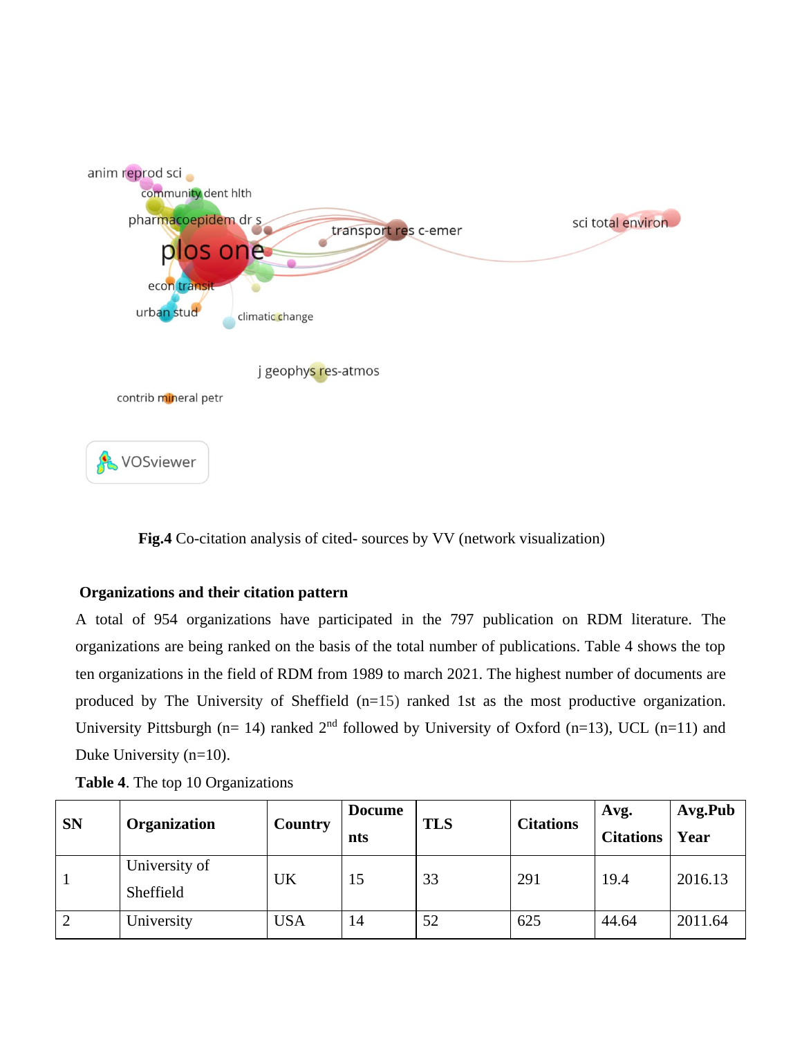**Fig.4** Co-citation analysis of cited- sources by VV (network visualization)

**Organizations and their citation pattern**

A total of 954 organizations have participated in the 797 publication on RDM literature. The organizations are being ranked on the basis of the total number of publications. Table 4 shows the top ten organizations in the field of RDM from 1989 to march 2021. The highest number of documents are produced by The University of Sheffield (n=15) ranked 1st as the most productive organization. University Pittsburgh (n= 14) ranked 2nd followed by University of Oxford (n=13), UCL (n=11) and Duke University (n=10).

**Table 4**. The top 10 Organizations

| SN | Organization | Country | Documents | TLS | Citations | Avg. Citations | Avg.Pub Year |
|---|---|---|---|---|---|---|---|
| 1 | University of Sheffield | UK | 15 | 33 | 291 | 19.4 | 2016.13 |
| 2 | University | USA | 14 | 52 | 625 | 44.64 | 2011.64 |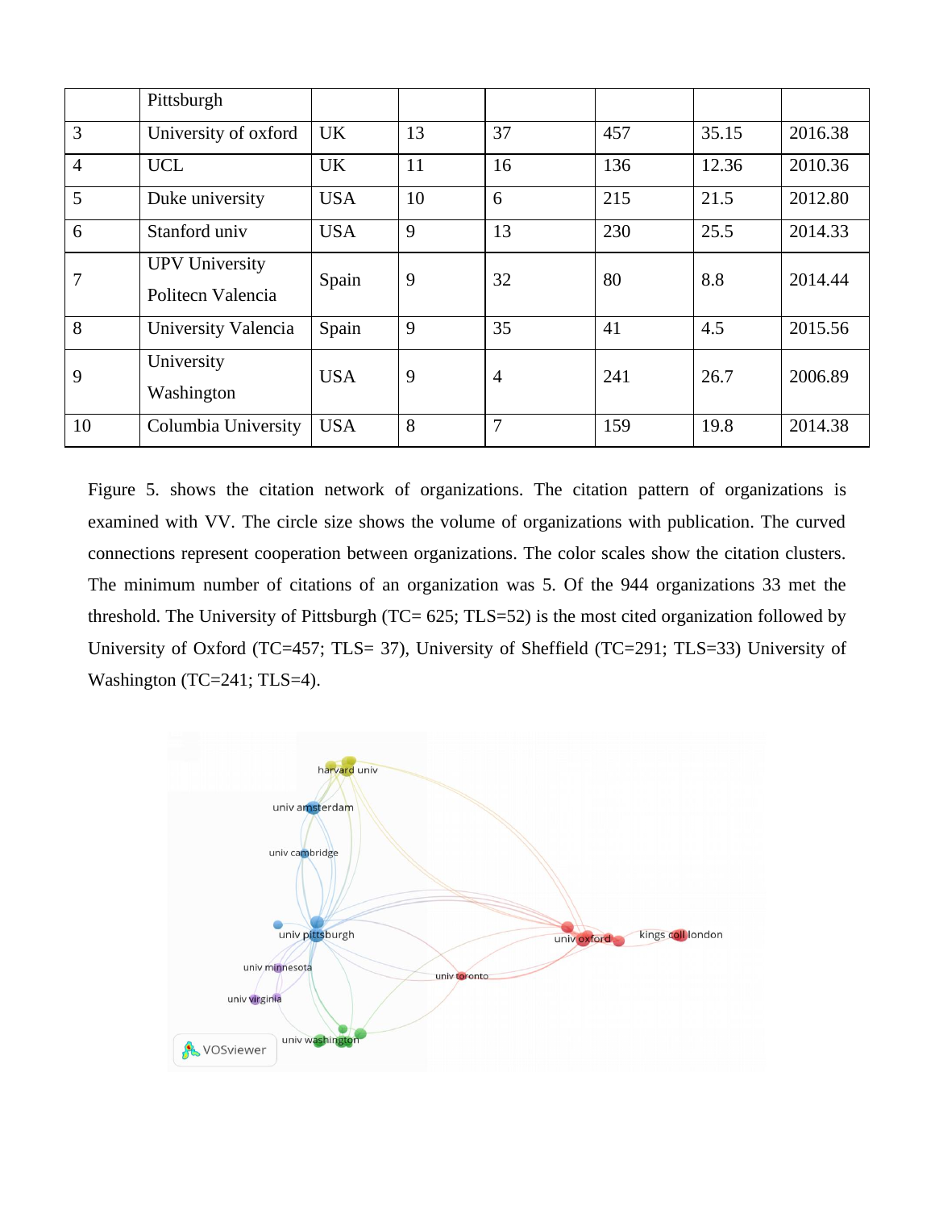|  | Pittsburgh |  |  |  |  |  |  |
|---|---|---|---|---|---|---|---|
| 3 | University of oxford | UK | 13 | 37 | 457 | 35.15 | 2016.38 |
| 4 | UCL | UK | 11 | 16 | 136 | 12.36 | 2010.36 |
| 5 | Duke university | USA | 10 | 6 | 215 | 21.5 | 2012.80 |
| 6 | Stanford univ | USA | 9 | 13 | 230 | 25.5 | 2014.33 |
| 7 | UPV University Politecn Valencia | Spain | 9 | 32 | 80 | 8.8 | 2014.44 |
| 8 | University Valencia | Spain | 9 | 35 | 41 | 4.5 | 2015.56 |
| 9 | University Washington | USA | 9 | 4 | 241 | 26.7 | 2006.89 |
| 10 | Columbia University | USA | 8 | 7 | 159 | 19.8 | 2014.38 |

Figure 5. shows the citation network of organizations. The citation pattern of organizations is examined with VV. The circle size shows the volume of organizations with publication. The curved connections represent cooperation between organizations. The color scales show the citation clusters. The minimum number of citations of an organization was 5. Of the 944 organizations 33 met the threshold. The University of Pittsburgh (TC= 625; TLS=52) is the most cited organization followed by University of Oxford (TC=457; TLS= 37), University of Sheffield (TC=291; TLS=33) University of Washington (TC=241; TLS=4).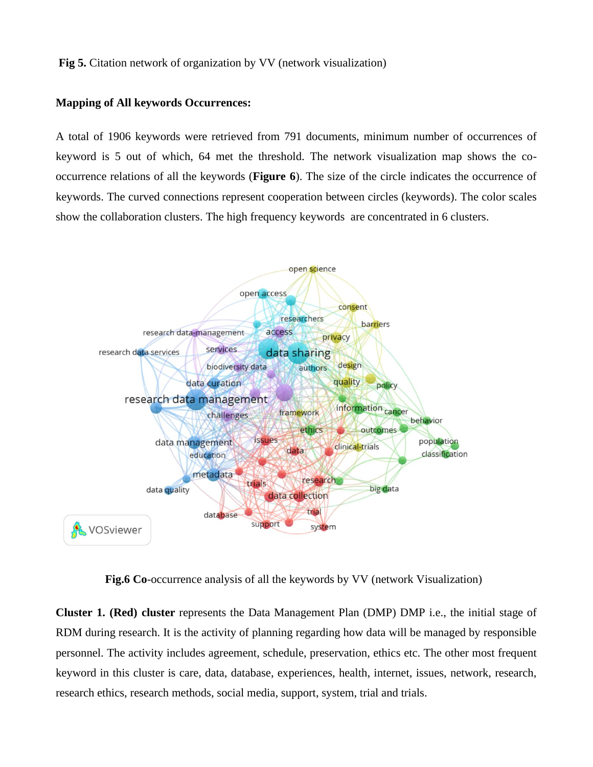**Fig 5.** Citation network of organization by VV (network visualization)

**Mapping of All keywords Occurrences:**

A total of 1906 keywords were retrieved from 791 documents, minimum number of occurrences of keyword is 5 out of which, 64 met the threshold. The network visualization map shows the co-occurrence relations of all the keywords (**Figure 6**). The size of the circle indicates the occurrence of keywords. The curved connections represent cooperation between circles (keywords). The color scales show the collaboration clusters. The high frequency keywords are concentrated in 6 clusters.

**Fig.6 Co**-occurrence analysis of all the keywords by VV (network Visualization)

**Cluster 1. (Red) cluster** represents the Data Management Plan (DMP) DMP i.e., the initial stage of RDM during research. It is the activity of planning regarding how data will be managed by responsible personnel. The activity includes agreement, schedule, preservation, ethics etc. The other most frequent keyword in this cluster is care, data, database, experiences, health, internet, issues, network, research, research ethics, research methods, social media, support, system, trial and trials.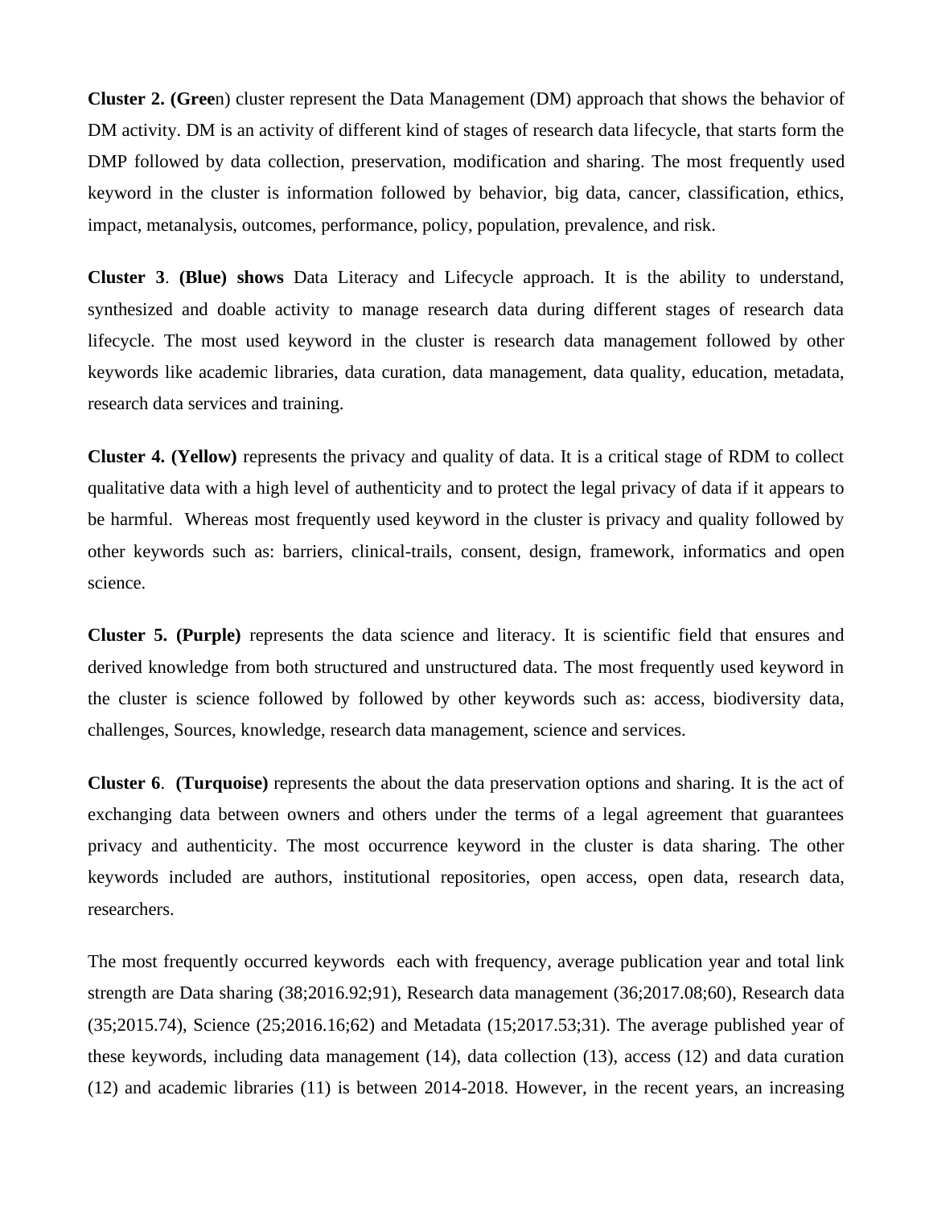**Cluster 2. (Gree**n) cluster represent the Data Management (DM) approach that shows the behavior of DM activity. DM is an activity of different kind of stages of research data lifecycle, that starts form the DMP followed by data collection, preservation, modification and sharing. The most frequently used keyword in the cluster is information followed by behavior, big data, cancer, classification, ethics, impact, metanalysis, outcomes, performance, policy, population, prevalence, and risk.

**Cluster 3**. **(Blue) shows** Data Literacy and Lifecycle approach. It is the ability to understand, synthesized and doable activity to manage research data during different stages of research data lifecycle. The most used keyword in the cluster is research data management followed by other keywords like academic libraries, data curation, data management, data quality, education, metadata, research data services and training.

**Cluster 4. (Yellow)** represents the privacy and quality of data. It is a critical stage of RDM to collect qualitative data with a high level of authenticity and to protect the legal privacy of data if it appears to be harmful. Whereas most frequently used keyword in the cluster is privacy and quality followed by other keywords such as: barriers, clinical-trails, consent, design, framework, informatics and open science.

**Cluster 5. (Purple)** represents the data science and literacy. It is scientific field that ensures and derived knowledge from both structured and unstructured data. The most frequently used keyword in the cluster is science followed by followed by other keywords such as: access, biodiversity data, challenges, Sources, knowledge, research data management, science and services.

**Cluster 6**. **(Turquoise)** represents the about the data preservation options and sharing. It is the act of exchanging data between owners and others under the terms of a legal agreement that guarantees privacy and authenticity. The most occurrence keyword in the cluster is data sharing. The other keywords included are authors, institutional repositories, open access, open data, research data, researchers.

The most frequently occurred keywords each with frequency, average publication year and total link strength are Data sharing (38;2016.92;91), Research data management (36;2017.08;60), Research data (35;2015.74), Science (25;2016.16;62) and Metadata (15;2017.53;31). The average published year of these keywords, including data management (14), data collection (13), access (12) and data curation (12) and academic libraries (11) is between 2014-2018. However, in the recent years, an increasing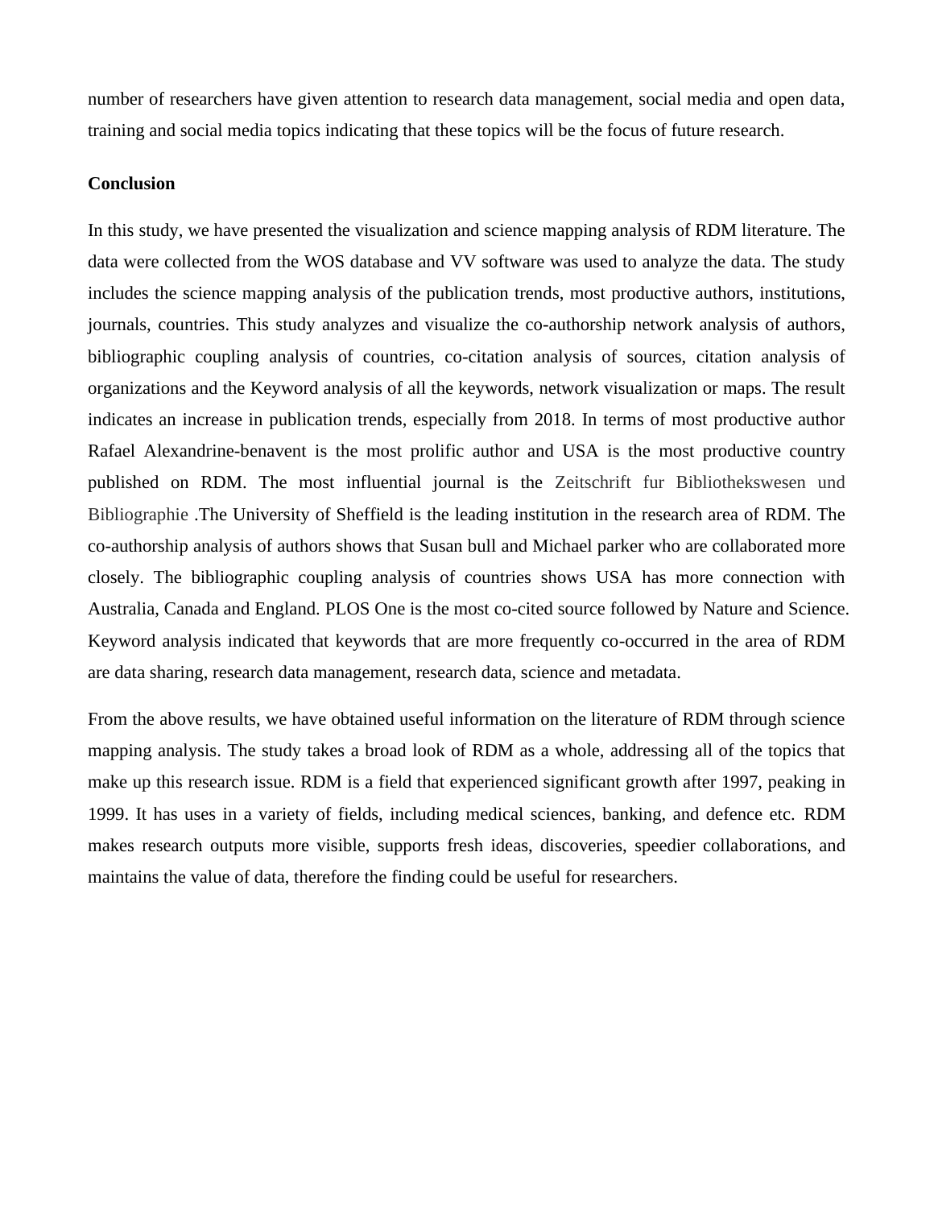number of researchers have given attention to research data management, social media and open data, training and social media topics indicating that these topics will be the focus of future research.

## Conclusion

In this study, we have presented the visualization and science mapping analysis of RDM literature. The data were collected from the WOS database and VV software was used to analyze the data. The study includes the science mapping analysis of the publication trends, most productive authors, institutions, journals, countries. This study analyzes and visualize the co-authorship network analysis of authors, bibliographic coupling analysis of countries, co-citation analysis of sources, citation analysis of organizations and the Keyword analysis of all the keywords, network visualization or maps. The result indicates an increase in publication trends, especially from 2018. In terms of most productive author Rafael Alexandrine-benavent is the most prolific author and USA is the most productive country published on RDM. The most influential journal is the Zeitschrift fur Bibliothekswesen und Bibliographie .The University of Sheffield is the leading institution in the research area of RDM. The co-authorship analysis of authors shows that Susan bull and Michael parker who are collaborated more closely. The bibliographic coupling analysis of countries shows USA has more connection with Australia, Canada and England. PLOS One is the most co-cited source followed by Nature and Science. Keyword analysis indicated that keywords that are more frequently co-occurred in the area of RDM are data sharing, research data management, research data, science and metadata.

From the above results, we have obtained useful information on the literature of RDM through science mapping analysis. The study takes a broad look of RDM as a whole, addressing all of the topics that make up this research issue. RDM is a field that experienced significant growth after 1997, peaking in 1999. It has uses in a variety of fields, including medical sciences, banking, and defence etc. RDM makes research outputs more visible, supports fresh ideas, discoveries, speedier collaborations, and maintains the value of data, therefore the finding could be useful for researchers.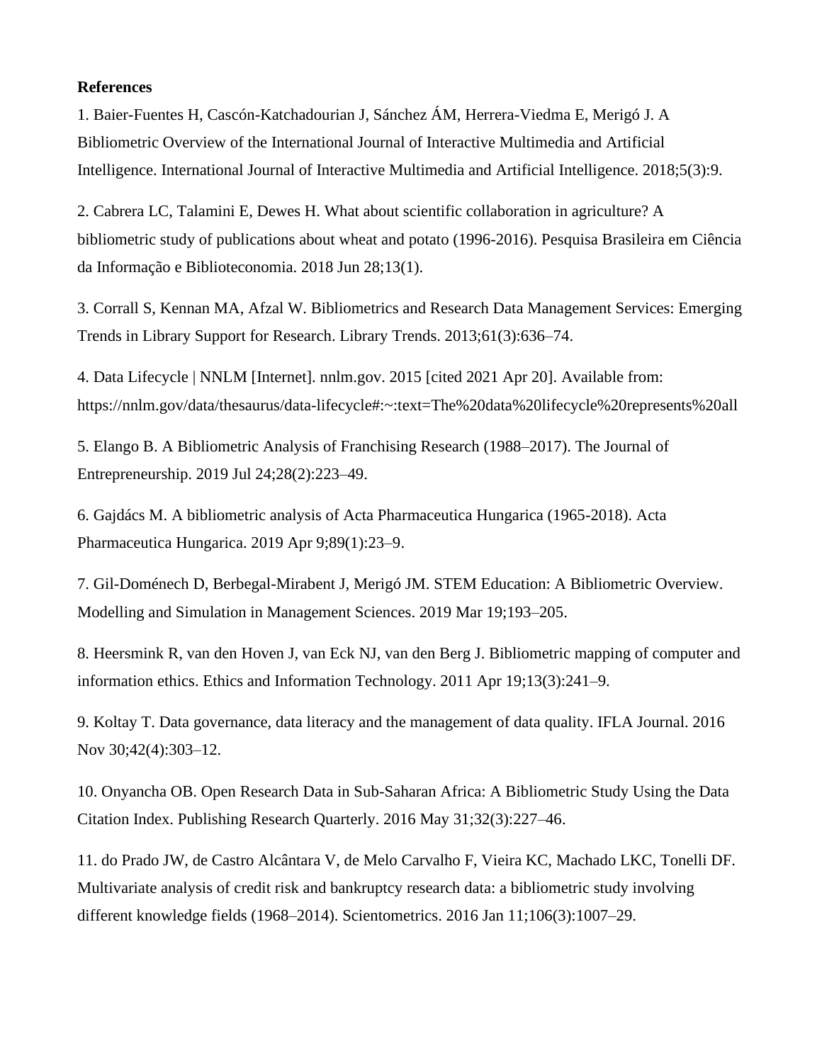**References**

1. Baier-Fuentes H, Cascón-Katchadourian J, Sánchez ÁM, Herrera-Viedma E, Merigó J. A Bibliometric Overview of the International Journal of Interactive Multimedia and Artificial Intelligence. International Journal of Interactive Multimedia and Artificial Intelligence. 2018;5(3):9.

2. Cabrera LC, Talamini E, Dewes H. What about scientific collaboration in agriculture? A bibliometric study of publications about wheat and potato (1996-2016). Pesquisa Brasileira em Ciência da Informação e Biblioteconomia. 2018 Jun 28;13(1).

3. Corrall S, Kennan MA, Afzal W. Bibliometrics and Research Data Management Services: Emerging Trends in Library Support for Research. Library Trends. 2013;61(3):636–74.

4. Data Lifecycle | NNLM [Internet]. nnlm.gov. 2015 [cited 2021 Apr 20]. Available from: https://nnlm.gov/data/thesaurus/data-lifecycle#:~:text=The%20data%20lifecycle%20represents%20all

5. Elango B. A Bibliometric Analysis of Franchising Research (1988–2017). The Journal of Entrepreneurship. 2019 Jul 24;28(2):223–49.

6. Gajdács M. A bibliometric analysis of Acta Pharmaceutica Hungarica (1965-2018). Acta Pharmaceutica Hungarica. 2019 Apr 9;89(1):23–9.

7. Gil-Doménech D, Berbegal-Mirabent J, Merigó JM. STEM Education: A Bibliometric Overview. Modelling and Simulation in Management Sciences. 2019 Mar 19;193–205.

8. Heersmink R, van den Hoven J, van Eck NJ, van den Berg J. Bibliometric mapping of computer and information ethics. Ethics and Information Technology. 2011 Apr 19;13(3):241–9.

9. Koltay T. Data governance, data literacy and the management of data quality. IFLA Journal. 2016 Nov 30;42(4):303–12.

10. Onyancha OB. Open Research Data in Sub-Saharan Africa: A Bibliometric Study Using the Data Citation Index. Publishing Research Quarterly. 2016 May 31;32(3):227–46.

11. do Prado JW, de Castro Alcântara V, de Melo Carvalho F, Vieira KC, Machado LKC, Tonelli DF. Multivariate analysis of credit risk and bankruptcy research data: a bibliometric study involving different knowledge fields (1968–2014). Scientometrics. 2016 Jan 11;106(3):1007–29.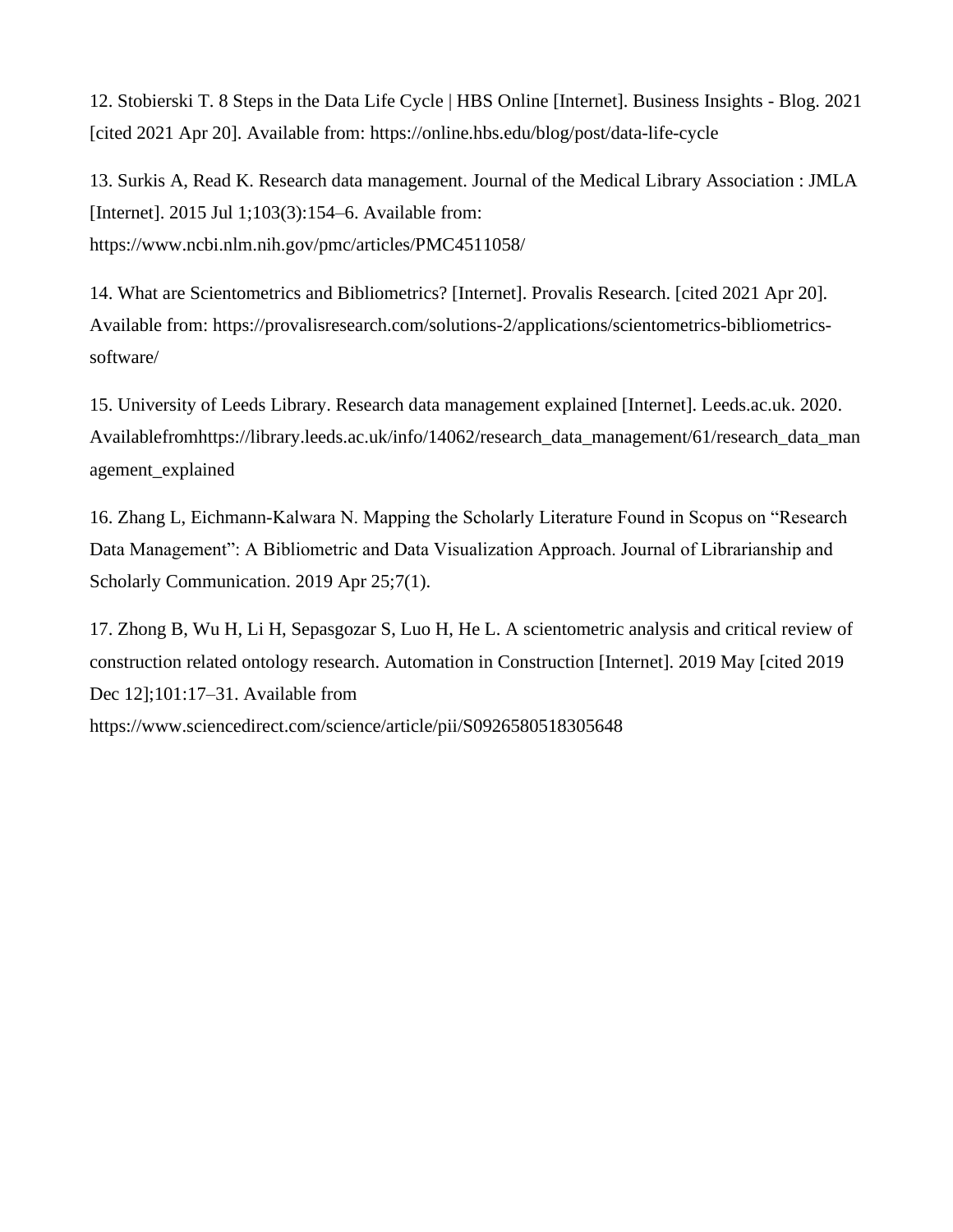12. Stobierski T. 8 Steps in the Data Life Cycle | HBS Online [Internet]. Business Insights - Blog. 2021 [cited 2021 Apr 20]. Available from: https://online.hbs.edu/blog/post/data-life-cycle

13. Surkis A, Read K. Research data management. Journal of the Medical Library Association : JMLA [Internet]. 2015 Jul 1;103(3):154–6. Available from: https://www.ncbi.nlm.nih.gov/pmc/articles/PMC4511058/

14. What are Scientometrics and Bibliometrics? [Internet]. Provalis Research. [cited 2021 Apr 20]. Available from: https://provalisresearch.com/solutions-2/applications/scientometrics-bibliometrics-software/

15. University of Leeds Library. Research data management explained [Internet]. Leeds.ac.uk. 2020. Availablefromhttps://library.leeds.ac.uk/info/14062/research_data_management/61/research_data_management_explained

16. Zhang L, Eichmann-Kalwara N. Mapping the Scholarly Literature Found in Scopus on "Research Data Management": A Bibliometric and Data Visualization Approach. Journal of Librarianship and Scholarly Communication. 2019 Apr 25;7(1).

17. Zhong B, Wu H, Li H, Sepasgozar S, Luo H, He L. A scientometric analysis and critical review of construction related ontology research. Automation in Construction [Internet]. 2019 May [cited 2019 Dec 12];101:17–31. Available from https://www.sciencedirect.com/science/article/pii/S0926580518305648